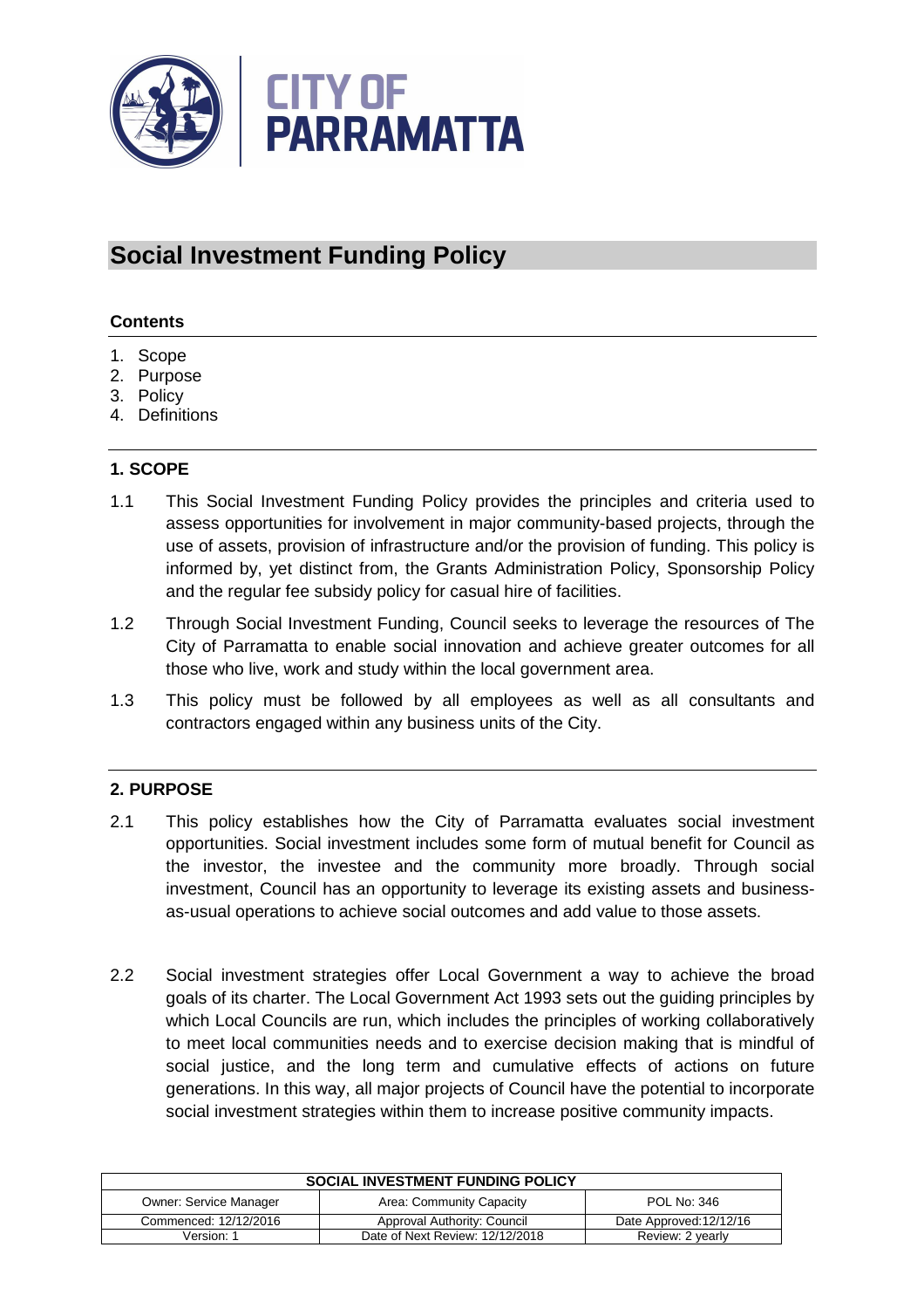# Social Investment Funding Policy

**Contents**

1. Scope
2. Purpose
3. Policy
4. Definitions

## 1. SCOPE

1.1 This Social Investment Funding Policy provides the principles and criteria used to assess opportunities for involvement in major community-based projects, through the use of assets, provision of infrastructure and/or the provision of funding. This policy is informed by, yet distinct from, the Grants Administration Policy, Sponsorship Policy and the regular fee subsidy policy for casual hire of facilities.

1.2 Through Social Investment Funding, Council seeks to leverage the resources of The City of Parramatta to enable social innovation and achieve greater outcomes for all those who live, work and study within the local government area.

1.3 This policy must be followed by all employees as well as all consultants and contractors engaged within any business units of the City.

## 2. PURPOSE

2.1 This policy establishes how the City of Parramatta evaluates social investment opportunities. Social investment includes some form of mutual benefit for Council as the investor, the investee and the community more broadly. Through social investment, Council has an opportunity to leverage its existing assets and business-as-usual operations to achieve social outcomes and add value to those assets.

2.2 Social investment strategies offer Local Government a way to achieve the broad goals of its charter. The Local Government Act 1993 sets out the guiding principles by which Local Councils are run, which includes the principles of working collaboratively to meet local communities needs and to exercise decision making that is mindful of social justice, and the long term and cumulative effects of actions on future generations. In this way, all major projects of Council have the potential to incorporate social investment strategies within them to increase positive community impacts.

| SOCIAL INVESTMENT FUNDING POLICY | | |
|---|---|---|
| Owner: Service Manager | Area: Community Capacity | POL No: 346 |
| Commenced: 12/12/2016 | Approval Authority: Council | Date Approved:12/12/16 |
| Version: 1 | Date of Next Review: 12/12/2018 | Review: 2 yearly |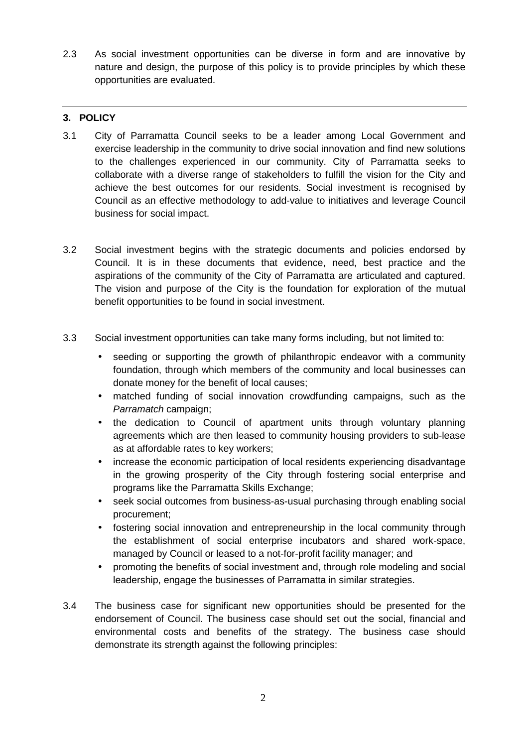2.3 As social investment opportunities can be diverse in form and are innovative by nature and design, the purpose of this policy is to provide principles by which these opportunities are evaluated.

---

## 3. POLICY

3.1 City of Parramatta Council seeks to be a leader among Local Government and exercise leadership in the community to drive social innovation and find new solutions to the challenges experienced in our community. City of Parramatta seeks to collaborate with a diverse range of stakeholders to fulfill the vision for the City and achieve the best outcomes for our residents. Social investment is recognised by Council as an effective methodology to add-value to initiatives and leverage Council business for social impact.

3.2 Social investment begins with the strategic documents and policies endorsed by Council. It is in these documents that evidence, need, best practice and the aspirations of the community of the City of Parramatta are articulated and captured. The vision and purpose of the City is the foundation for exploration of the mutual benefit opportunities to be found in social investment.

3.3 Social investment opportunities can take many forms including, but not limited to:

- seeding or supporting the growth of philanthropic endeavor with a community foundation, through which members of the community and local businesses can donate money for the benefit of local causes;
- matched funding of social innovation crowdfunding campaigns, such as the *Parramatch* campaign;
- the dedication to Council of apartment units through voluntary planning agreements which are then leased to community housing providers to sub-lease as at affordable rates to key workers;
- increase the economic participation of local residents experiencing disadvantage in the growing prosperity of the City through fostering social enterprise and programs like the Parramatta Skills Exchange;
- seek social outcomes from business-as-usual purchasing through enabling social procurement;
- fostering social innovation and entrepreneurship in the local community through the establishment of social enterprise incubators and shared work-space, managed by Council or leased to a not-for-profit facility manager; and
- promoting the benefits of social investment and, through role modeling and social leadership, engage the businesses of Parramatta in similar strategies.

3.4 The business case for significant new opportunities should be presented for the endorsement of Council. The business case should set out the social, financial and environmental costs and benefits of the strategy. The business case should demonstrate its strength against the following principles: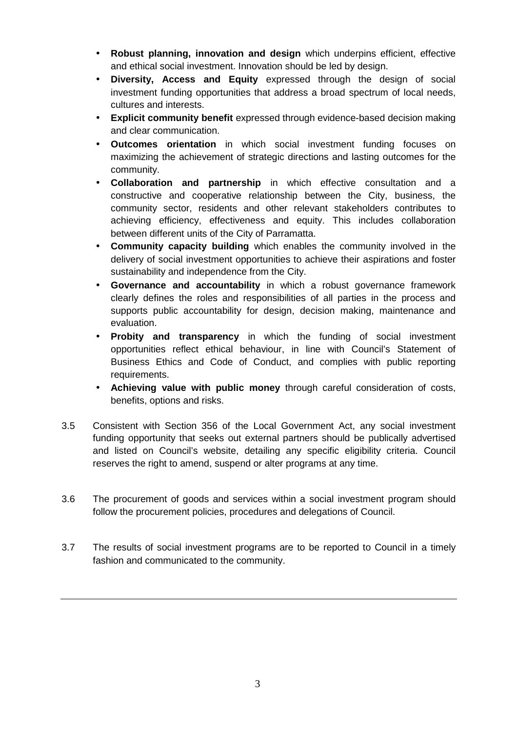- **Robust planning, innovation and design** which underpins efficient, effective and ethical social investment. Innovation should be led by design.
- **Diversity, Access and Equity** expressed through the design of social investment funding opportunities that address a broad spectrum of local needs, cultures and interests.
- **Explicit community benefit** expressed through evidence-based decision making and clear communication.
- **Outcomes orientation** in which social investment funding focuses on maximizing the achievement of strategic directions and lasting outcomes for the community.
- **Collaboration and partnership** in which effective consultation and a constructive and cooperative relationship between the City, business, the community sector, residents and other relevant stakeholders contributes to achieving efficiency, effectiveness and equity. This includes collaboration between different units of the City of Parramatta.
- **Community capacity building** which enables the community involved in the delivery of social investment opportunities to achieve their aspirations and foster sustainability and independence from the City.
- **Governance and accountability** in which a robust governance framework clearly defines the roles and responsibilities of all parties in the process and supports public accountability for design, decision making, maintenance and evaluation.
- **Probity and transparency** in which the funding of social investment opportunities reflect ethical behaviour, in line with Council's Statement of Business Ethics and Code of Conduct, and complies with public reporting requirements.
- **Achieving value with public money** through careful consideration of costs, benefits, options and risks.

3.5 Consistent with Section 356 of the Local Government Act, any social investment funding opportunity that seeks out external partners should be publically advertised and listed on Council's website, detailing any specific eligibility criteria. Council reserves the right to amend, suspend or alter programs at any time.

3.6 The procurement of goods and services within a social investment program should follow the procurement policies, procedures and delegations of Council.

3.7 The results of social investment programs are to be reported to Council in a timely fashion and communicated to the community.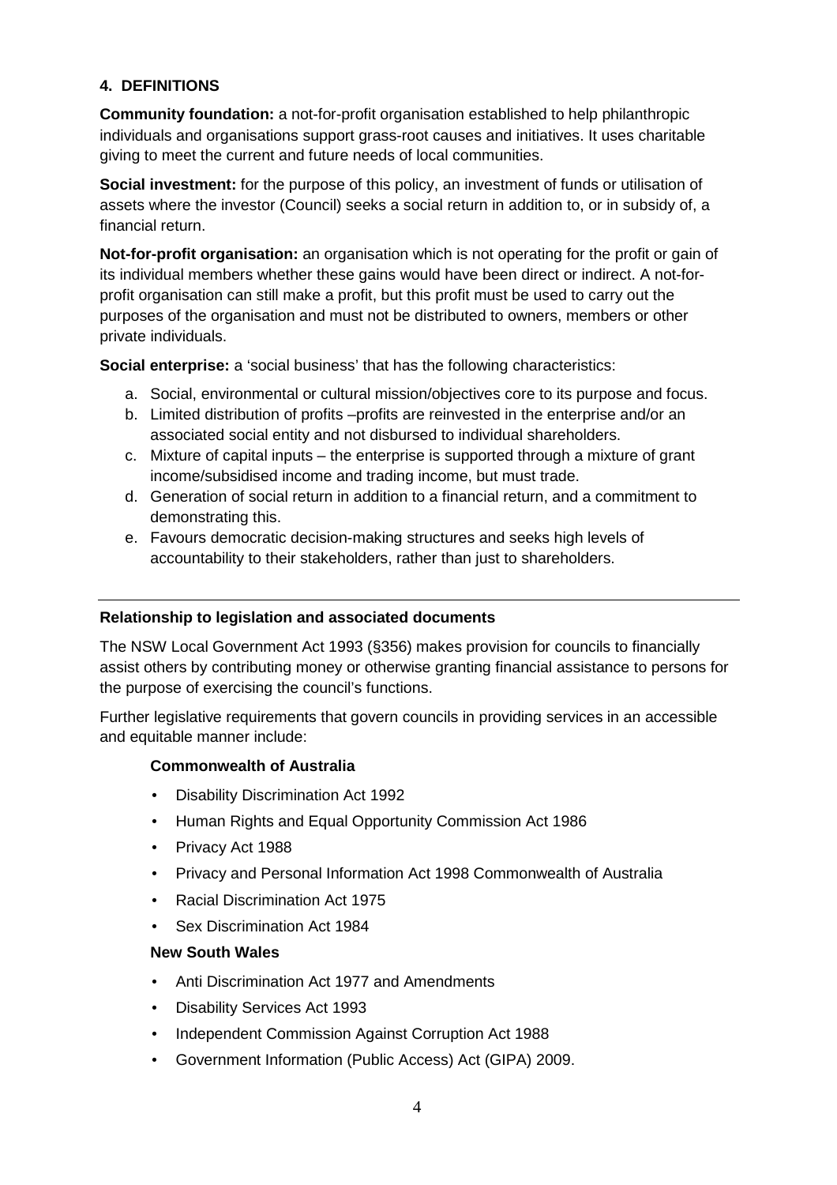## 4. DEFINITIONS

**Community foundation:** a not-for-profit organisation established to help philanthropic individuals and organisations support grass-root causes and initiatives. It uses charitable giving to meet the current and future needs of local communities.

**Social investment:** for the purpose of this policy, an investment of funds or utilisation of assets where the investor (Council) seeks a social return in addition to, or in subsidy of, a financial return.

**Not-for-profit organisation:** an organisation which is not operating for the profit or gain of its individual members whether these gains would have been direct or indirect. A not-for-profit organisation can still make a profit, but this profit must be used to carry out the purposes of the organisation and must not be distributed to owners, members or other private individuals.

**Social enterprise:** a 'social business' that has the following characteristics:

a. Social, environmental or cultural mission/objectives core to its purpose and focus.
b. Limited distribution of profits –profits are reinvested in the enterprise and/or an associated social entity and not disbursed to individual shareholders.
c. Mixture of capital inputs – the enterprise is supported through a mixture of grant income/subsidised income and trading income, but must trade.
d. Generation of social return in addition to a financial return, and a commitment to demonstrating this.
e. Favours democratic decision-making structures and seeks high levels of accountability to their stakeholders, rather than just to shareholders.

---

### Relationship to legislation and associated documents

The NSW Local Government Act 1993 (§356) makes provision for councils to financially assist others by contributing money or otherwise granting financial assistance to persons for the purpose of exercising the council's functions.

Further legislative requirements that govern councils in providing services in an accessible and equitable manner include:

**Commonwealth of Australia**

- Disability Discrimination Act 1992
- Human Rights and Equal Opportunity Commission Act 1986
- Privacy Act 1988
- Privacy and Personal Information Act 1998 Commonwealth of Australia
- Racial Discrimination Act 1975
- Sex Discrimination Act 1984

**New South Wales**

- Anti Discrimination Act 1977 and Amendments
- Disability Services Act 1993
- Independent Commission Against Corruption Act 1988
- Government Information (Public Access) Act (GIPA) 2009.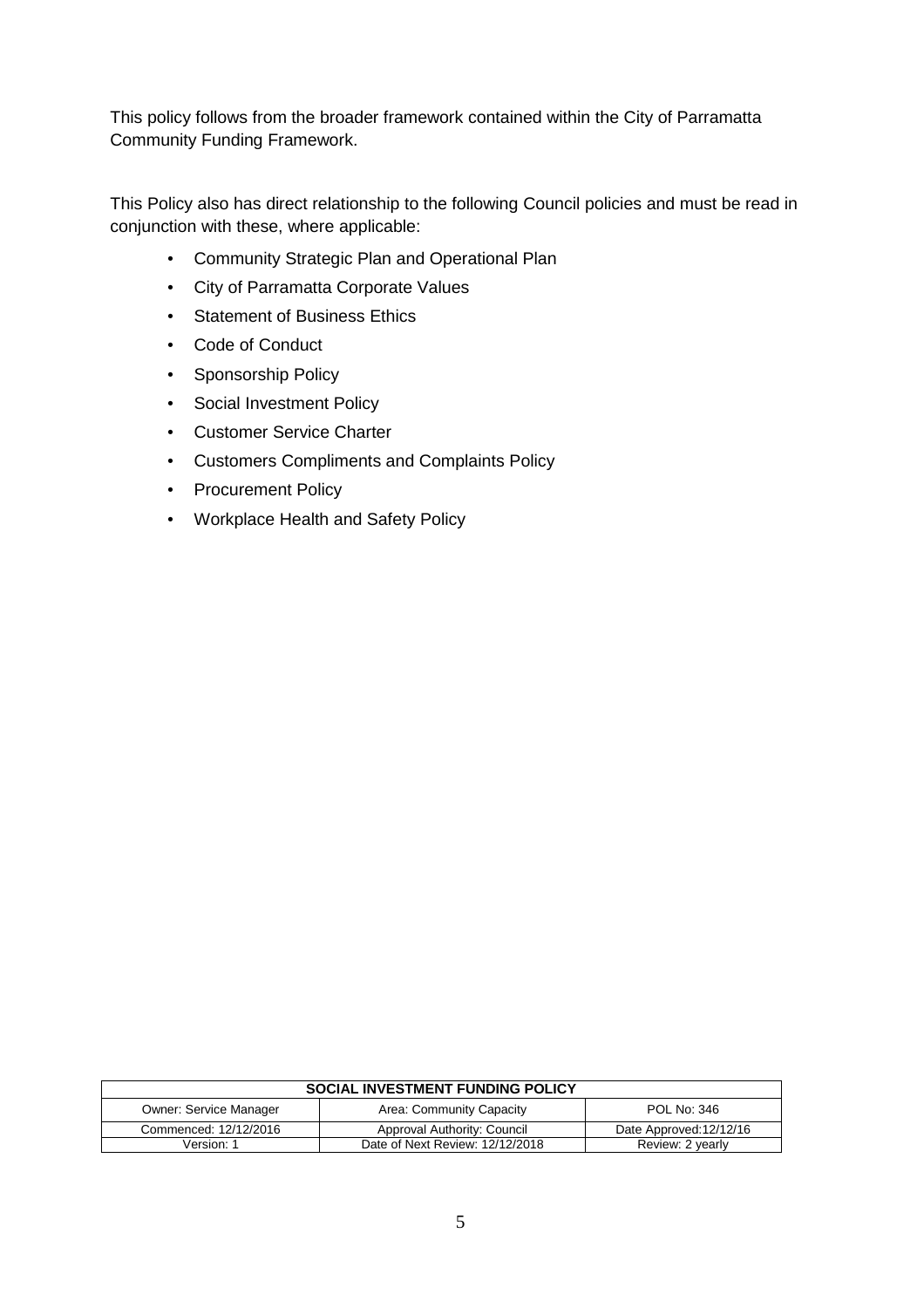This policy follows from the broader framework contained within the City of Parramatta Community Funding Framework.

This Policy also has direct relationship to the following Council policies and must be read in conjunction with these, where applicable:

- Community Strategic Plan and Operational Plan
- City of Parramatta Corporate Values
- Statement of Business Ethics
- Code of Conduct
- Sponsorship Policy
- Social Investment Policy
- Customer Service Charter
- Customers Compliments and Complaints Policy
- Procurement Policy
- Workplace Health and Safety Policy

| SOCIAL INVESTMENT FUNDING POLICY | | |
|---|---|---|
| Owner: Service Manager | Area: Community Capacity | POL No: 346 |
| Commenced: 12/12/2016 | Approval Authority: Council | Date Approved:12/12/16 |
| Version: 1 | Date of Next Review: 12/12/2018 | Review: 2 yearly |